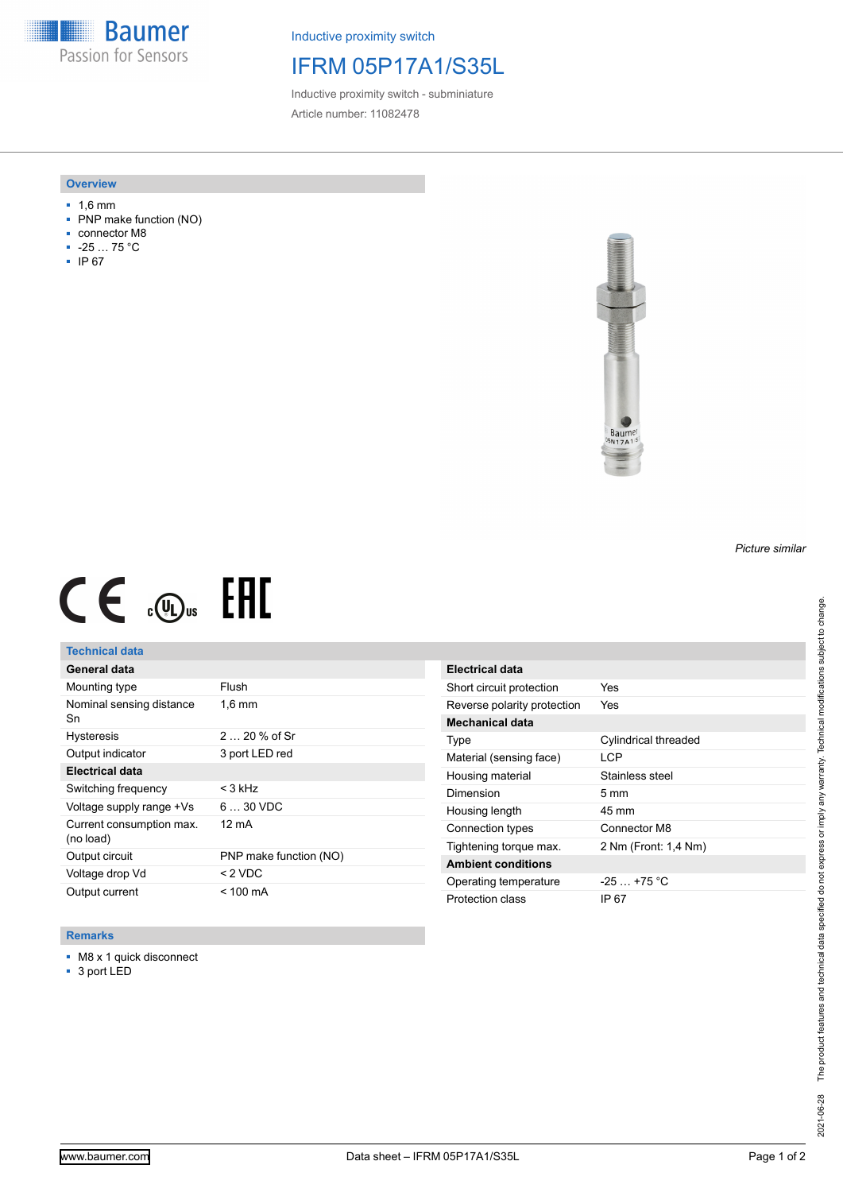Baumer
Passion for Sensors

Inductive proximity switch

# IFRM 05P17A1/S35L

Inductive proximity switch - subminiature

Article number: 11082478

## Overview

- 1,6 mm
- PNP make function (NO)
- connector M8
- -25 … 75 °C
- IP 67

*Picture similar*

## Technical data

| General data | |
|---|---|
| Mounting type | Flush |
| Nominal sensing distance Sn | 1,6 mm |
| Hysteresis | 2 … 20 % of Sr |
| Output indicator | 3 port LED red |

| Electrical data | |
|---|---|
| Switching frequency | < 3 kHz |
| Voltage supply range +Vs | 6 … 30 VDC |
| Current consumption max. (no load) | 12 mA |
| Output circuit | PNP make function (NO) |
| Voltage drop Vd | < 2 VDC |
| Output current | < 100 mA |
| Short circuit protection | Yes |
| Reverse polarity protection | Yes |

| Mechanical data | |
|---|---|
| Type | Cylindrical threaded |
| Material (sensing face) | LCP |
| Housing material | Stainless steel |
| Dimension | 5 mm |
| Housing length | 45 mm |
| Connection types | Connector M8 |
| Tightening torque max. | 2 Nm (Front: 1,4 Nm) |

| Ambient conditions | |
|---|---|
| Operating temperature | -25 … +75 °C |
| Protection class | IP 67 |

## Remarks

- M8 x 1 quick disconnect
- 3 port LED

2021-06-28 The product features and technical data specified do not express or imply any warranty. Technical modifications subject to change.

www.baumer.com Data sheet – IFRM 05P17A1/S35L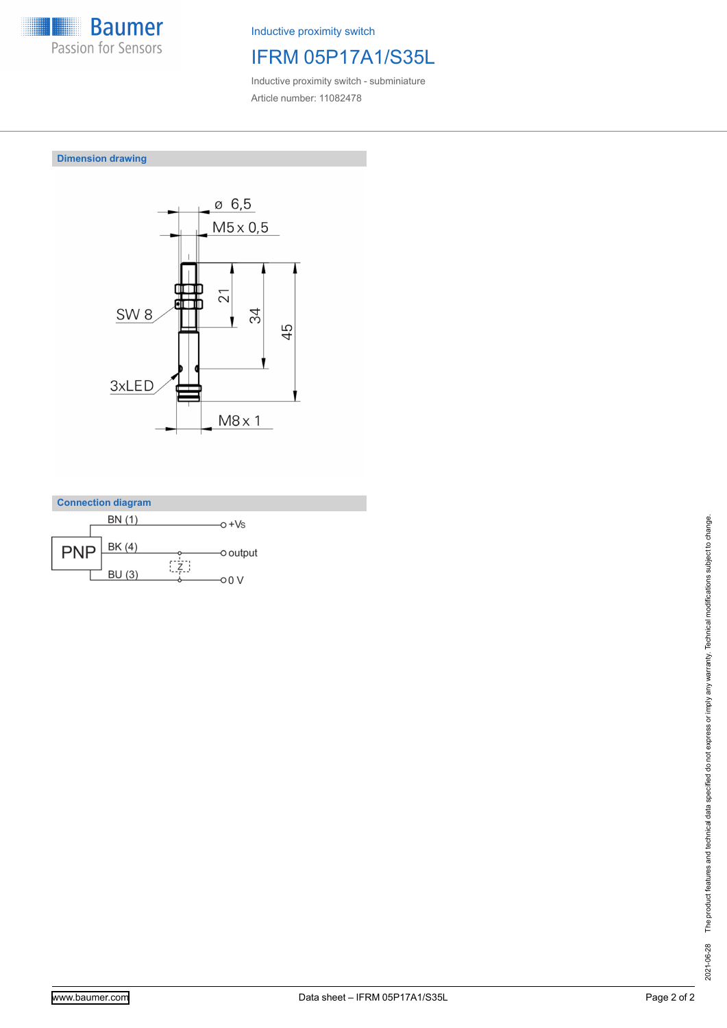Inductive proximity switch

# IFRM 05P17A1/S35L

Inductive proximity switch - subminiature

Article number: 11082478

## Dimension drawing

ø 6,5

M5 x 0,5

SW 8

21

34

45

3xLED

M8 x 1

## Connection diagram

PNP

BN (1)

+Vs

BK (4)

output

Z

BU (3)

0 V

The product features and technical data specified do not express or imply any warranty. Technical modifications subject to change.

2021-06-28